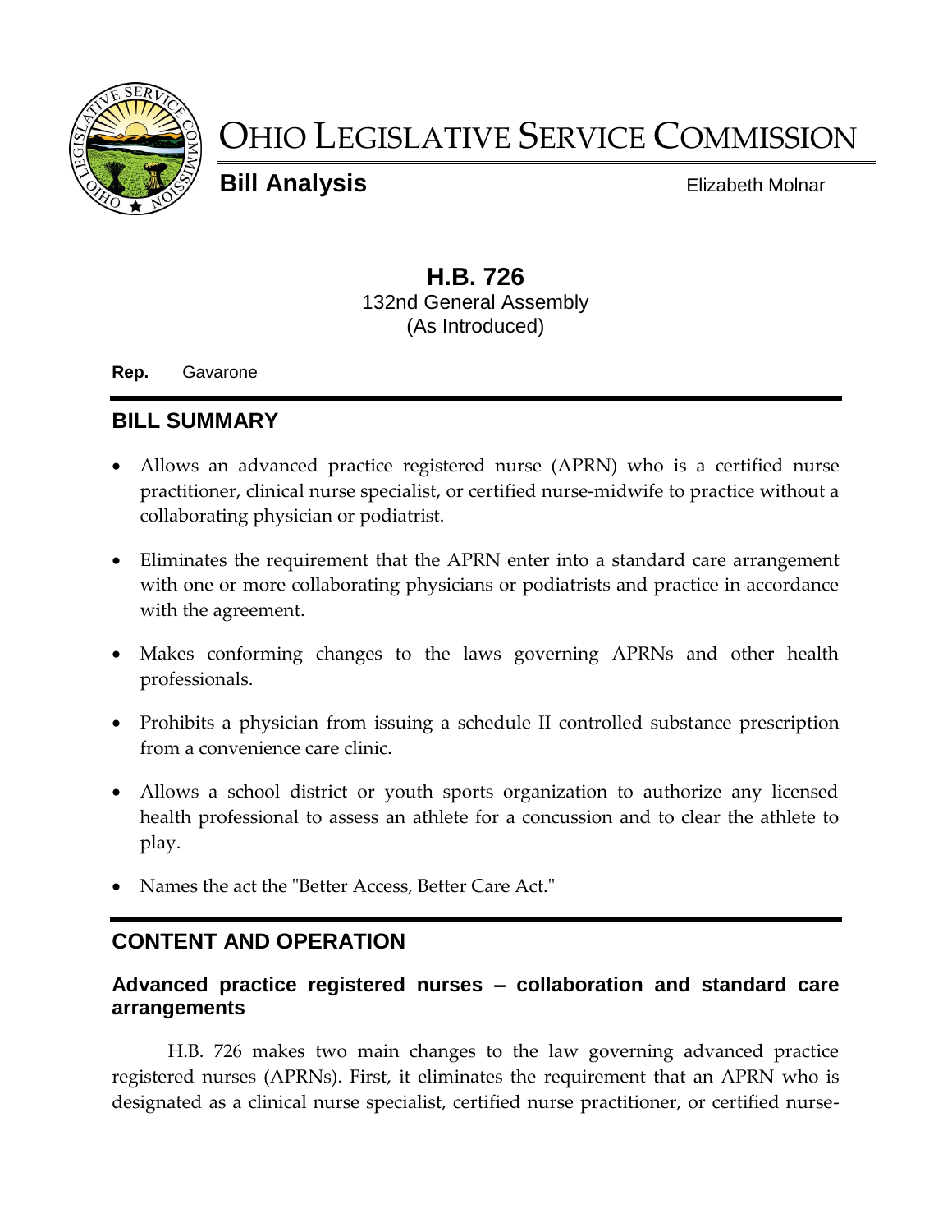# OHIO LEGISLATIVE SERVICE COMMISSION

**Bill Analysis** Elizabeth Molnar

## H.B. 726

132nd General Assembly
(As Introduced)

**Rep.** Gavarone

## BILL SUMMARY

- Allows an advanced practice registered nurse (APRN) who is a certified nurse practitioner, clinical nurse specialist, or certified nurse-midwife to practice without a collaborating physician or podiatrist.
- Eliminates the requirement that the APRN enter into a standard care arrangement with one or more collaborating physicians or podiatrists and practice in accordance with the agreement.
- Makes conforming changes to the laws governing APRNs and other health professionals.
- Prohibits a physician from issuing a schedule II controlled substance prescription from a convenience care clinic.
- Allows a school district or youth sports organization to authorize any licensed health professional to assess an athlete for a concussion and to clear the athlete to play.
- Names the act the "Better Access, Better Care Act."

## CONTENT AND OPERATION

### Advanced practice registered nurses – collaboration and standard care arrangements

H.B. 726 makes two main changes to the law governing advanced practice registered nurses (APRNs). First, it eliminates the requirement that an APRN who is designated as a clinical nurse specialist, certified nurse practitioner, or certified nurse-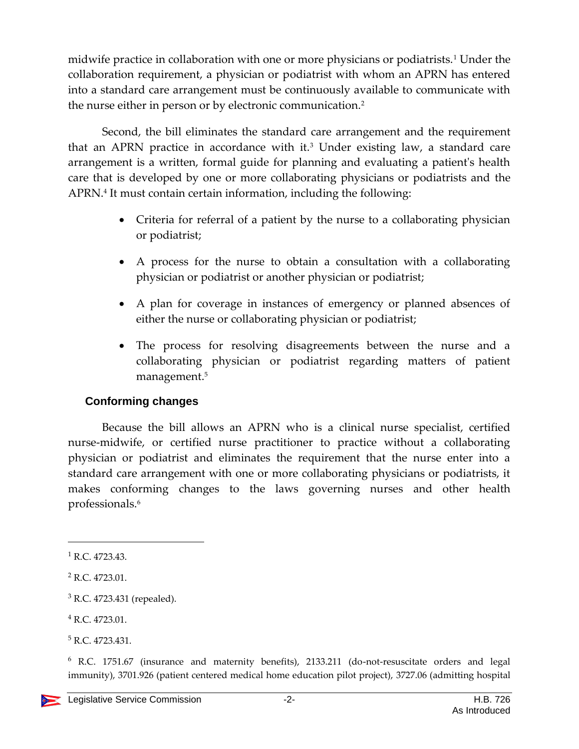midwife practice in collaboration with one or more physicians or podiatrists.[1] Under the collaboration requirement, a physician or podiatrist with whom an APRN has entered into a standard care arrangement must be continuously available to communicate with the nurse either in person or by electronic communication.[2]

Second, the bill eliminates the standard care arrangement and the requirement that an APRN practice in accordance with it.[3] Under existing law, a standard care arrangement is a written, formal guide for planning and evaluating a patient's health care that is developed by one or more collaborating physicians or podiatrists and the APRN.[4] It must contain certain information, including the following:

- Criteria for referral of a patient by the nurse to a collaborating physician or podiatrist;
- A process for the nurse to obtain a consultation with a collaborating physician or podiatrist or another physician or podiatrist;
- A plan for coverage in instances of emergency or planned absences of either the nurse or collaborating physician or podiatrist;
- The process for resolving disagreements between the nurse and a collaborating physician or podiatrist regarding matters of patient management.[5]

### Conforming changes

Because the bill allows an APRN who is a clinical nurse specialist, certified nurse-midwife, or certified nurse practitioner to practice without a collaborating physician or podiatrist and eliminates the requirement that the nurse enter into a standard care arrangement with one or more collaborating physicians or podiatrists, it makes conforming changes to the laws governing nurses and other health professionals.[6]

---

[1] R.C. 4723.43.

[2] R.C. 4723.01.

[3] R.C. 4723.431 (repealed).

[4] R.C. 4723.01.

[5] R.C. 4723.431.

[6] R.C. 1751.67 (insurance and maternity benefits), 2133.211 (do-not-resuscitate orders and legal immunity), 3701.926 (patient centered medical home education pilot project), 3727.06 (admitting hospital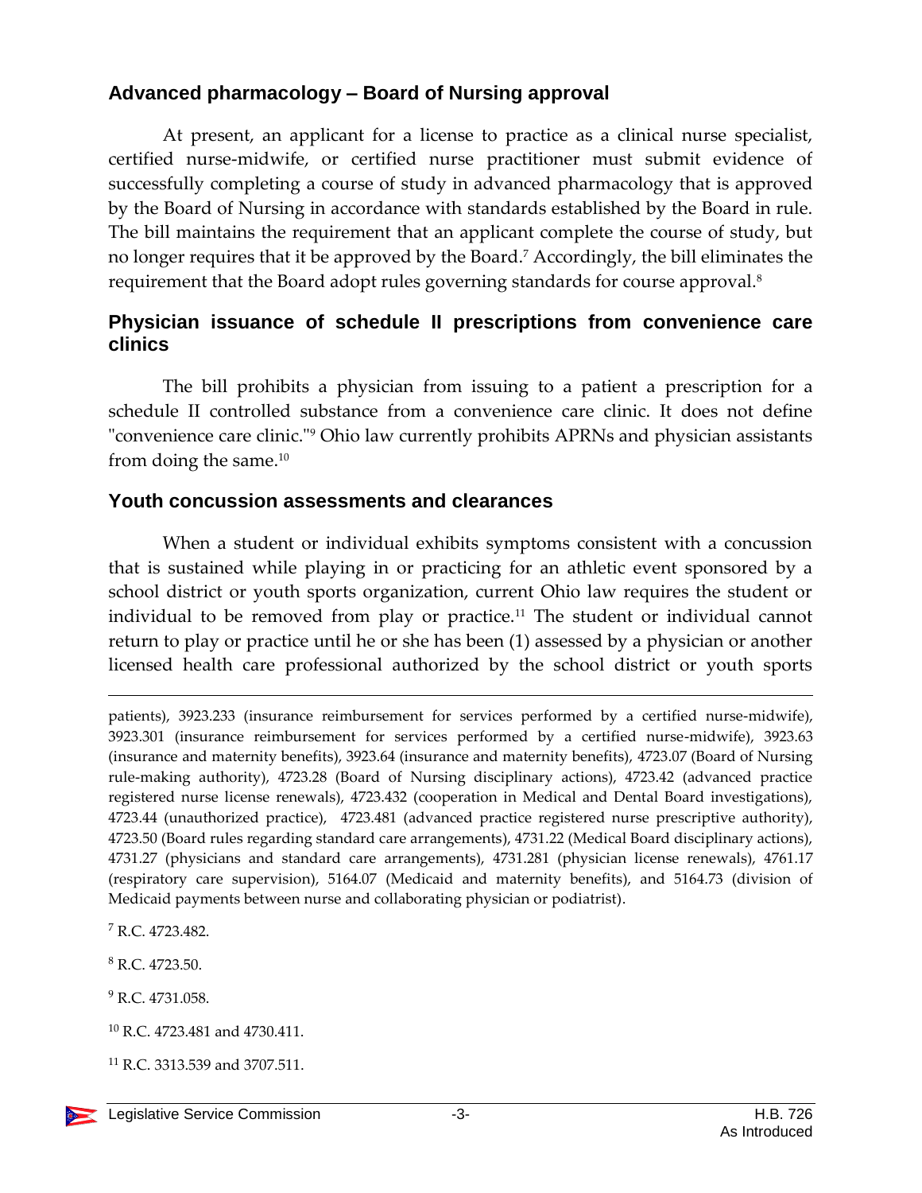## Advanced pharmacology – Board of Nursing approval

At present, an applicant for a license to practice as a clinical nurse specialist, certified nurse-midwife, or certified nurse practitioner must submit evidence of successfully completing a course of study in advanced pharmacology that is approved by the Board of Nursing in accordance with standards established by the Board in rule. The bill maintains the requirement that an applicant complete the course of study, but no longer requires that it be approved by the Board.[7] Accordingly, the bill eliminates the requirement that the Board adopt rules governing standards for course approval.[8]

## Physician issuance of schedule II prescriptions from convenience care clinics

The bill prohibits a physician from issuing to a patient a prescription for a schedule II controlled substance from a convenience care clinic. It does not define "convenience care clinic."[9] Ohio law currently prohibits APRNs and physician assistants from doing the same.[10]

## Youth concussion assessments and clearances

When a student or individual exhibits symptoms consistent with a concussion that is sustained while playing in or practicing for an athletic event sponsored by a school district or youth sports organization, current Ohio law requires the student or individual to be removed from play or practice.[11] The student or individual cannot return to play or practice until he or she has been (1) assessed by a physician or another licensed health care professional authorized by the school district or youth sports

---

patients), 3923.233 (insurance reimbursement for services performed by a certified nurse-midwife), 3923.301 (insurance reimbursement for services performed by a certified nurse-midwife), 3923.63 (insurance and maternity benefits), 3923.64 (insurance and maternity benefits), 4723.07 (Board of Nursing rule-making authority), 4723.28 (Board of Nursing disciplinary actions), 4723.42 (advanced practice registered nurse license renewals), 4723.432 (cooperation in Medical and Dental Board investigations), 4723.44 (unauthorized practice), 4723.481 (advanced practice registered nurse prescriptive authority), 4723.50 (Board rules regarding standard care arrangements), 4731.22 (Medical Board disciplinary actions), 4731.27 (physicians and standard care arrangements), 4731.281 (physician license renewals), 4761.17 (respiratory care supervision), 5164.07 (Medicaid and maternity benefits), and 5164.73 (division of Medicaid payments between nurse and collaborating physician or podiatrist).

[7] R.C. 4723.482.

[8] R.C. 4723.50.

[9] R.C. 4731.058.

[10] R.C. 4723.481 and 4730.411.

[11] R.C. 3313.539 and 3707.511.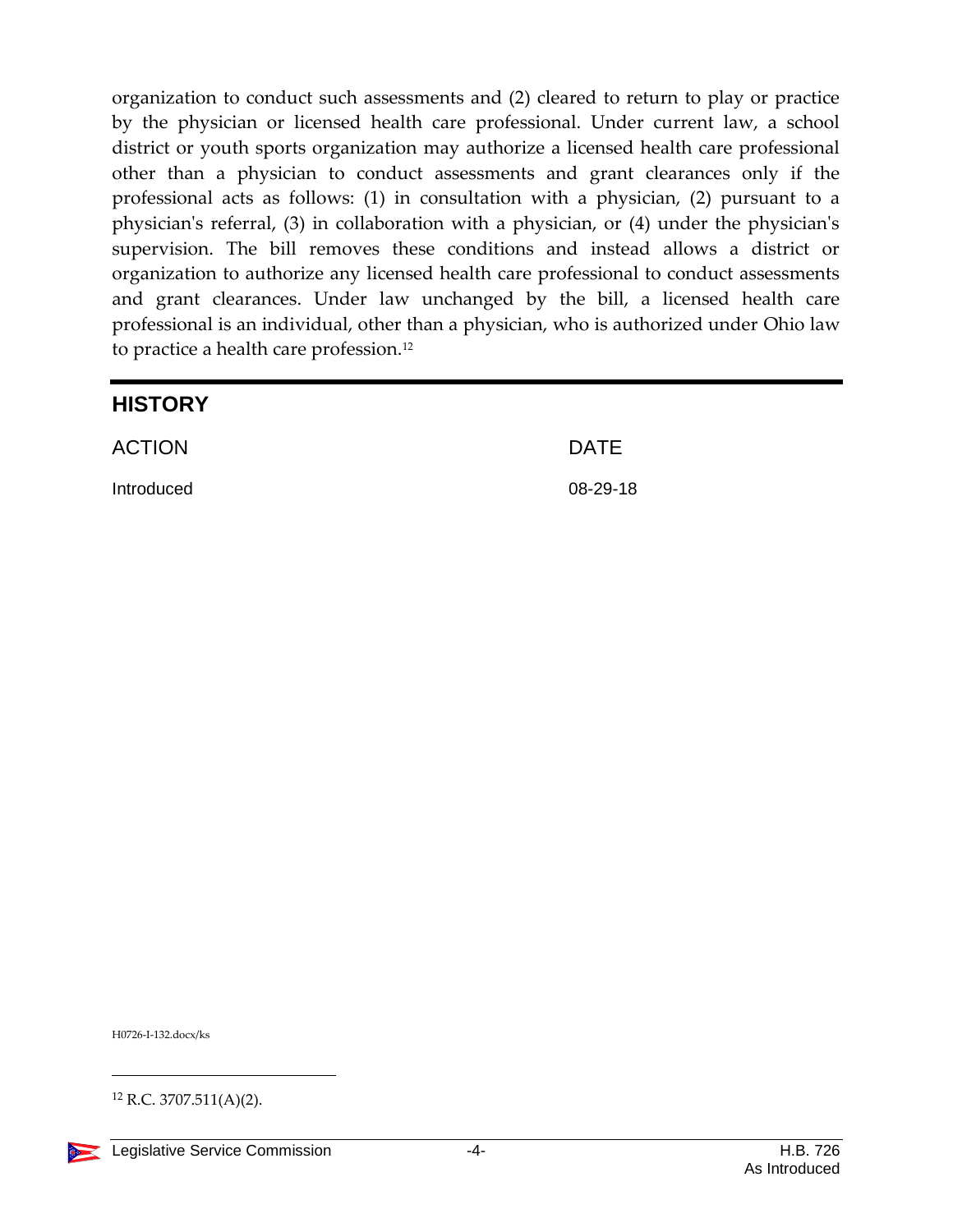organization to conduct such assessments and (2) cleared to return to play or practice by the physician or licensed health care professional. Under current law, a school district or youth sports organization may authorize a licensed health care professional other than a physician to conduct assessments and grant clearances only if the professional acts as follows: (1) in consultation with a physician, (2) pursuant to a physician's referral, (3) in collaboration with a physician, or (4) under the physician's supervision. The bill removes these conditions and instead allows a district or organization to authorize any licensed health care professional to conduct assessments and grant clearances. Under law unchanged by the bill, a licensed health care professional is an individual, other than a physician, who is authorized under Ohio law to practice a health care profession.[12]

## HISTORY

| ACTION | DATE |
|---|---|
| Introduced | 08-29-18 |

H0726-I-132.docx/ks

[12] R.C. 3707.511(A)(2).